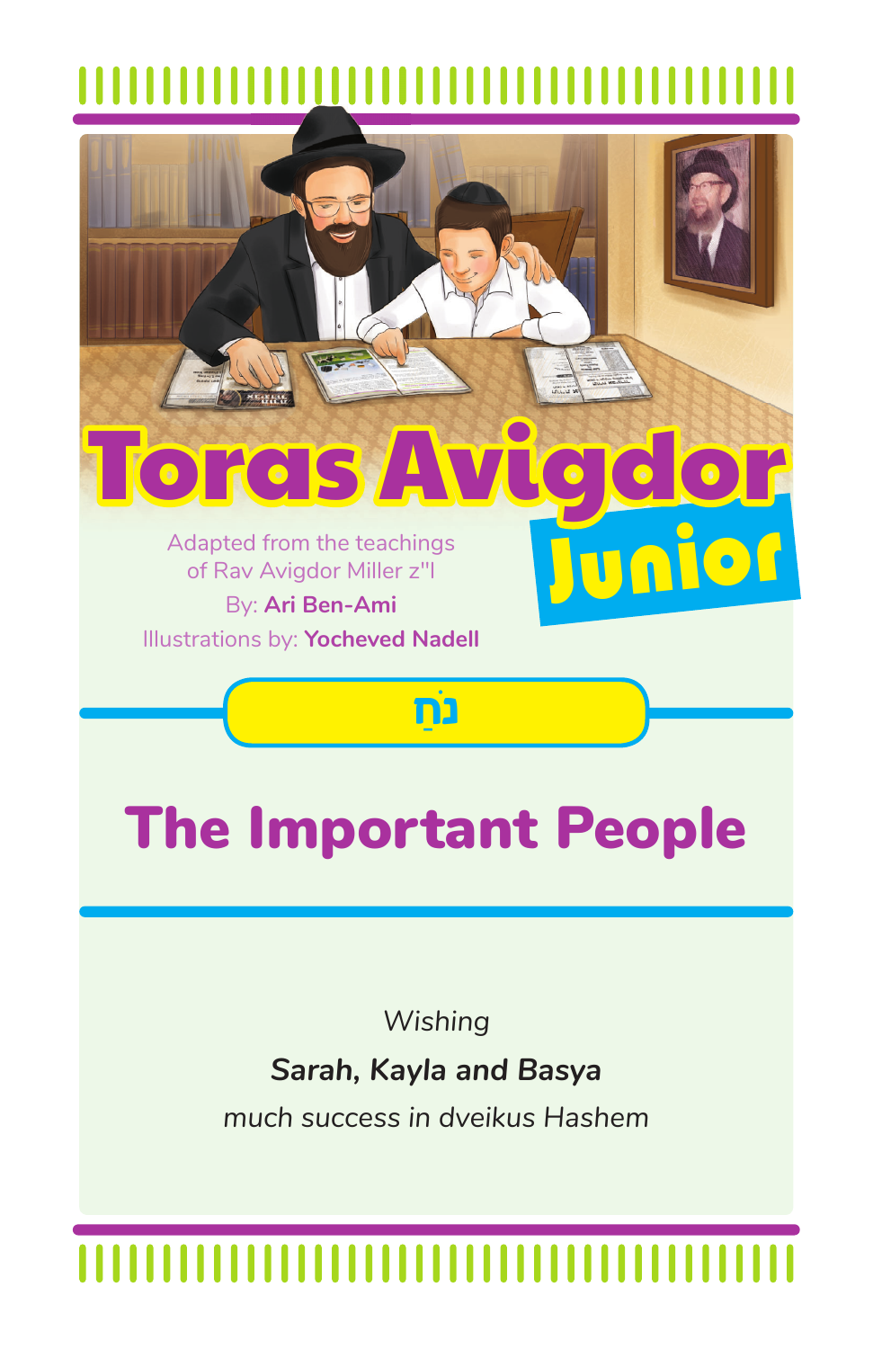# Toras Avigdor Junior

Adapted from the teachings of Rav Avigdor Miller z"l

By: **Ari Ben-Ami**

Illustrations by: **Yocheved Nadell**

נֹחַ

## The Important People

*Wishing*

***Sarah, Kayla and Basya***

*much success in dveikus Hashem*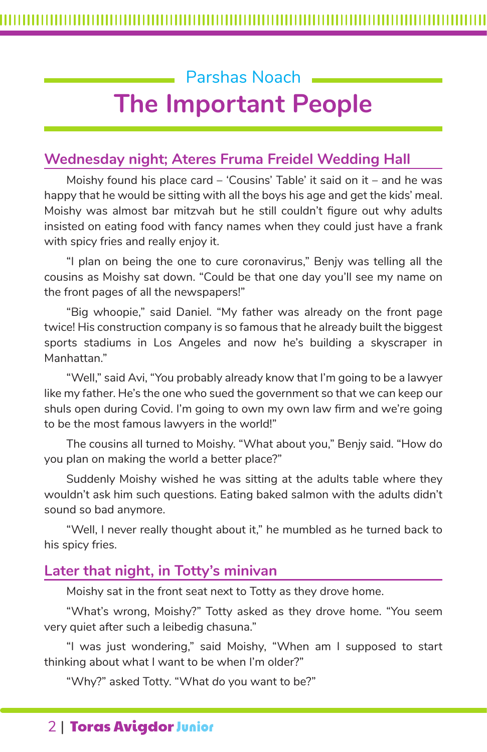## Parshas Noach

# The Important People

### Wednesday night; Ateres Fruma Freidel Wedding Hall

Moishy found his place card – 'Cousins' Table' it said on it – and he was happy that he would be sitting with all the boys his age and get the kids' meal. Moishy was almost bar mitzvah but he still couldn't figure out why adults insisted on eating food with fancy names when they could just have a frank with spicy fries and really enjoy it.

"I plan on being the one to cure coronavirus," Benjy was telling all the cousins as Moishy sat down. "Could be that one day you'll see my name on the front pages of all the newspapers!"

"Big whoopie," said Daniel. "My father was already on the front page twice! His construction company is so famous that he already built the biggest sports stadiums in Los Angeles and now he's building a skyscraper in Manhattan."

"Well," said Avi, "You probably already know that I'm going to be a lawyer like my father. He's the one who sued the government so that we can keep our shuls open during Covid. I'm going to own my own law firm and we're going to be the most famous lawyers in the world!"

The cousins all turned to Moishy. "What about you," Benjy said. "How do you plan on making the world a better place?"

Suddenly Moishy wished he was sitting at the adults table where they wouldn't ask him such questions. Eating baked salmon with the adults didn't sound so bad anymore.

"Well, I never really thought about it," he mumbled as he turned back to his spicy fries.

### Later that night, in Totty's minivan

Moishy sat in the front seat next to Totty as they drove home.

"What's wrong, Moishy?" Totty asked as they drove home. "You seem very quiet after such a leibedig chasuna."

"I was just wondering," said Moishy, "When am I supposed to start thinking about what I want to be when I'm older?"

"Why?" asked Totty. "What do you want to be?"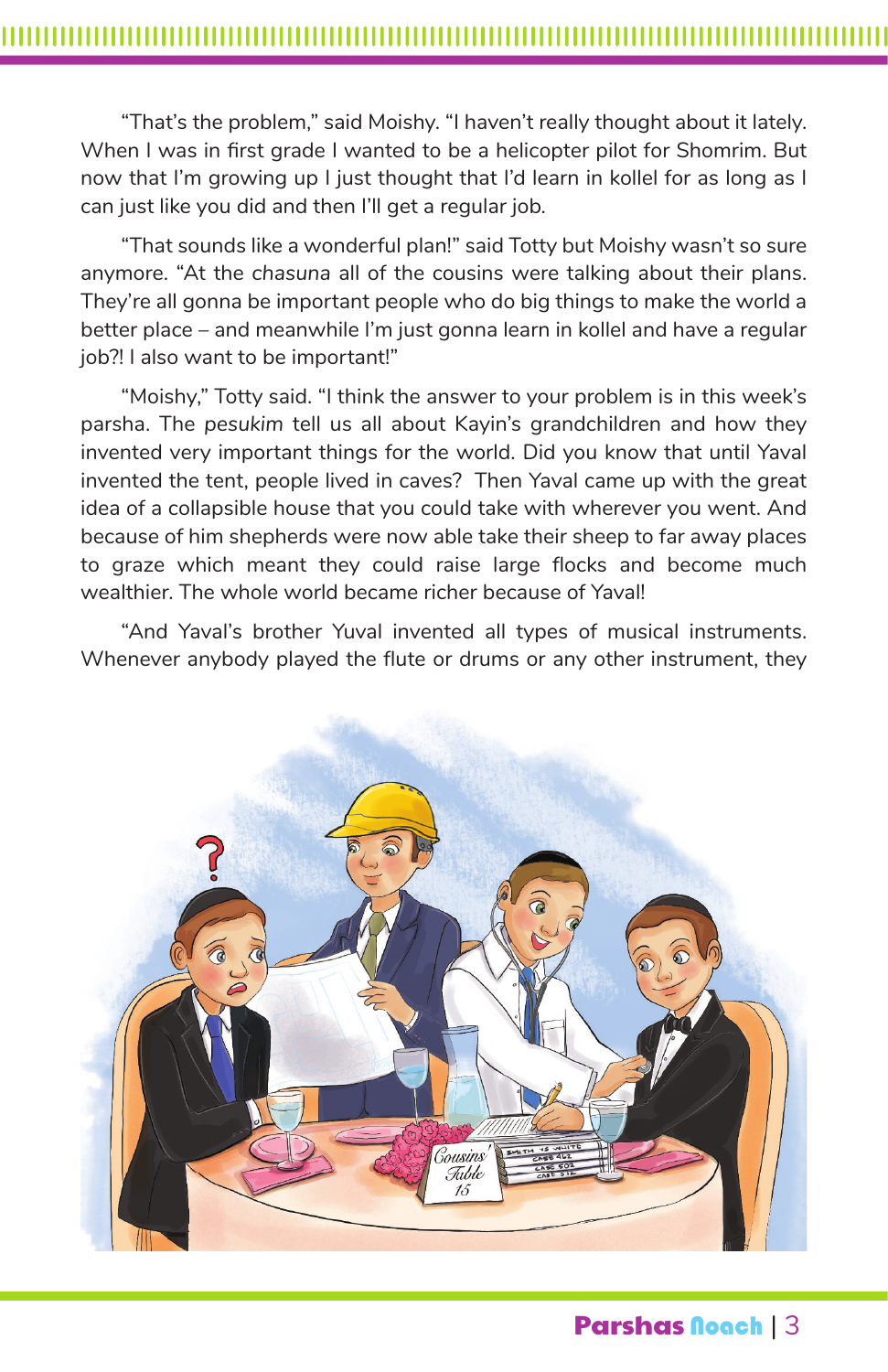"That's the problem," said Moishy. "I haven't really thought about it lately. When I was in first grade I wanted to be a helicopter pilot for Shomrim. But now that I'm growing up I just thought that I'd learn in kollel for as long as I can just like you did and then I'll get a regular job.

"That sounds like a wonderful plan!" said Totty but Moishy wasn't so sure anymore. "At the *chasuna* all of the cousins were talking about their plans. They're all gonna be important people who do big things to make the world a better place – and meanwhile I'm just gonna learn in kollel and have a regular job?! I also want to be important!"

"Moishy," Totty said. "I think the answer to your problem is in this week's parsha. The *pesukim* tell us all about Kayin's grandchildren and how they invented very important things for the world. Did you know that until Yaval invented the tent, people lived in caves? Then Yaval came up with the great idea of a collapsible house that you could take with wherever you went. And because of him shepherds were now able take their sheep to far away places to graze which meant they could raise large flocks and become much wealthier. The whole world became richer because of Yaval!

"And Yaval's brother Yuval invented all types of musical instruments. Whenever anybody played the flute or drums or any other instrument, they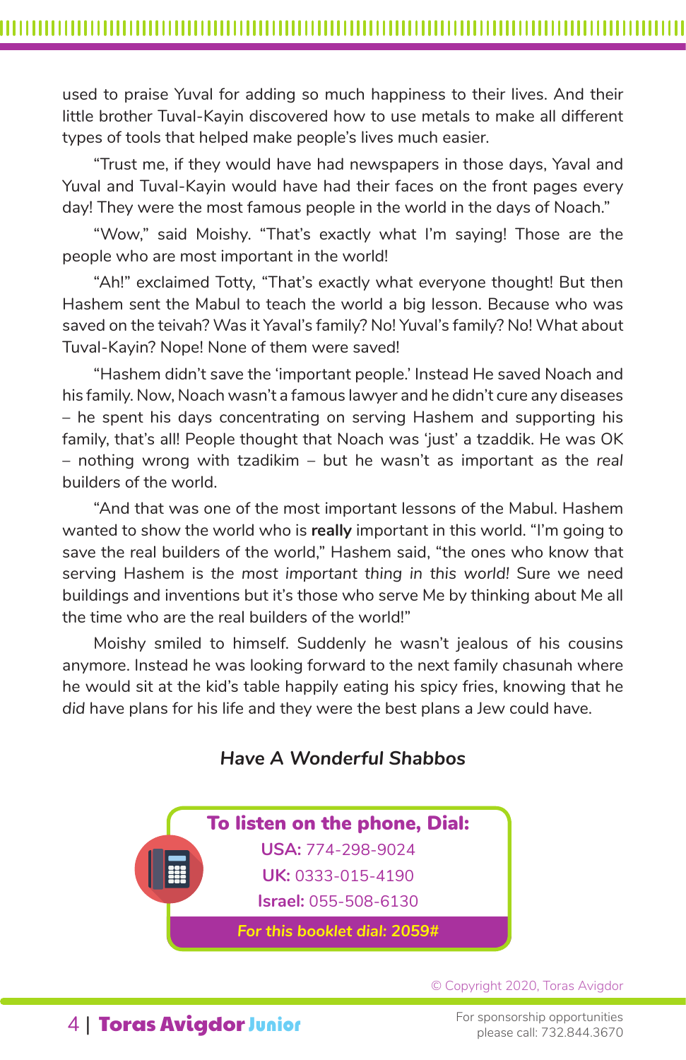used to praise Yuval for adding so much happiness to their lives. And their little brother Tuval-Kayin discovered how to use metals to make all different types of tools that helped make people's lives much easier.

"Trust me, if they would have had newspapers in those days, Yaval and Yuval and Tuval-Kayin would have had their faces on the front pages every day! They were the most famous people in the world in the days of Noach."

"Wow," said Moishy. "That's exactly what I'm saying! Those are the people who are most important in the world!

"Ah!" exclaimed Totty, "That's exactly what everyone thought! But then Hashem sent the Mabul to teach the world a big lesson. Because who was saved on the teivah? Was it Yaval's family? No! Yuval's family? No! What about Tuval-Kayin? Nope! None of them were saved!

"Hashem didn't save the 'important people.' Instead He saved Noach and his family. Now, Noach wasn't a famous lawyer and he didn't cure any diseases – he spent his days concentrating on serving Hashem and supporting his family, that's all! People thought that Noach was 'just' a tzaddik. He was OK – nothing wrong with tzadikim – but he wasn't as important as the *real* builders of the world.

"And that was one of the most important lessons of the Mabul. Hashem wanted to show the world who is **really** important in this world. "I'm going to save the real builders of the world," Hashem said, "the ones who know that serving Hashem is *the most important thing in this world!* Sure we need buildings and inventions but it's those who serve Me by thinking about Me all the time who are the real builders of the world!"

Moishy smiled to himself. Suddenly he wasn't jealous of his cousins anymore. Instead he was looking forward to the next family chasunah where he would sit at the kid's table happily eating his spicy fries, knowing that he *did* have plans for his life and they were the best plans a Jew could have.

***Have A Wonderful Shabbos***

**To listen on the phone, Dial:**

**USA:** 774-298-9024

**UK:** 0333-015-4190

**Israel:** 055-508-6130

***For this booklet dial: 2059#***

© Copyright 2020, Toras Avigdor

For sponsorship opportunities please call: 732.844.3670